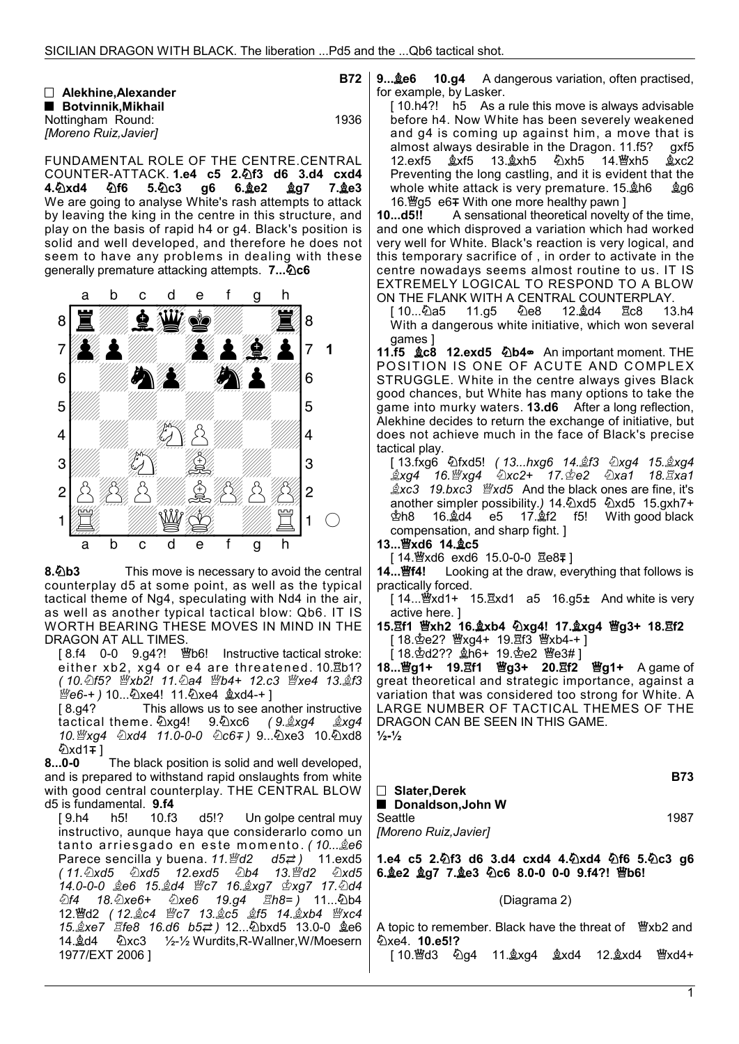B72

□ **Alekhine,Alexander**
■ **Botvinnik,Mikhail**
Nottingham Round: 1936
*[Moreno Ruiz,Javier]*

FUNDAMENTAL ROLE OF THE CENTRE.CENTRAL COUNTER-ATTACK. **1.e4 c5 2.♘f3 d6 3.d4 cxd4 4.♘xd4 ♘f6 5.♘c3 g6 6.♗e2 ♗g7 7.♗e3** We are going to analyse White's rash attempts to attack by leaving the king in the centre in this structure, and play on the basis of rapid h4 or g4. Black's position is solid and well developed, and therefore he does not seem to have any problems in dealing with these generally premature attacking attempts. **7...♘c6**

**8.♘b3** This move is necessary to avoid the central counterplay d5 at some point, as well as the typical tactical theme of Ng4, speculating with Nd4 in the air, as well as another typical tactical blow: Qb6. IT IS WORTH BEARING THESE MOVES IN MIND IN THE DRAGON AT ALL TIMES.

[ 8.f4 0-0 9.g4?! ♕b6! Instructive tactical stroke: either xb2, xg4 or e4 are threatened. 10.♖b1? *( 10.♘f5? ♕xb2! 11.♘a4 ♕b4+ 12.c3 ♕xe4 13.♗f3 ♕e6-+ )* 10...♘xe4! 11.♘xe4 ♗xd4-+ ]

[ 8.g4? This allows us to see another instructive tactical theme. ♘xg4! 9.♘xc6 *( 9.♗xg4 ♗xg4 10.♕xg4 ♘xd4 11.0-0-0 ♘c6∓ )* 9...♘xe3 10.♘xd8 ♘xd1∓ ]

**8...0-0** The black position is solid and well developed, and is prepared to withstand rapid onslaughts from white with good central counterplay. THE CENTRAL BLOW d5 is fundamental. **9.f4**

[ 9.h4 h5! 10.f3 d5!? Un golpe central muy instructivo, aunque haya que considerarlo como un tanto arriesgado en este momento. *( 10...♗e6* Parece sencilla y buena. *11.♕d2 d5⇄ )* 11.exd5 *( 11.♘xd5 ♘xd5 12.exd5 ♘b4 13.♕d2 ♘xd5 14.0-0-0 ♗e6 15.♗d4 ♕c7 16.♗xg7 ♔xg7 17.♘d4 ♘f4 18.♘xe6+ ♘xe6 19.g4 ♖h8= )* 11...♘b4 12.♕d2 *( 12.♗c4 ♕c7 13.♗c5 ♗f5 14.♗xb4 ♕xc4 15.♗xe7 ♖fe8 16.d6 b5⇄ )* 12...♘bxd5 13.0-0 ♗e6 14.♗d4 ♘xc3 ½-½ Wurdits,R-Wallner,W/Moesern 1977/EXT 2006 ]

**9...♗e6 10.g4** A dangerous variation, often practised, for example, by Lasker.

[ 10.h4?! h5 As a rule this move is always advisable before h4. Now White has been severely weakened and g4 is coming up against him, a move that is almost always desirable in the Dragon. 11.f5? gxf5 12.exf5 ♗xf5 13.♗xh5 ♘xh5 14.♕xh5 ♗xc2 Preventing the long castling, and it is evident that the whole white attack is very premature. 15.♗h6 ♗g6 16.♕g5 e6∓ With one more healthy pawn ]

**10...d5!!** A sensational theoretical novelty of the time, and one which disproved a variation which had worked very well for White. Black's reaction is very logical, and this temporary sacrifice of , in order to activate in the centre nowadays seems almost routine to us. IT IS EXTREMELY LOGICAL TO RESPOND TO A BLOW ON THE FLANK WITH A CENTRAL COUNTERPLAY.

[ 10...♘a5 11.g5 ♘e8 12.♗d4 ♖c8 13.h4 With a dangerous white initiative, which won several games ]

**11.f5 ♗c8 12.exd5 ♘b4∞** An important moment. THE POSITION IS ONE OF ACUTE AND COMPLEX STRUGGLE. White in the centre always gives Black good chances, but White has many options to take the game into murky waters. **13.d6** After a long reflection, Alekhine decides to return the exchange of initiative, but does not achieve much in the face of Black's precise tactical play.

[ 13.fxg6 ♘fxd5! *( 13...hxg6 14.♗f3 ♘xg4 15.♗xg4 ♗xg4 16.♕xg4 ♘xc2+ 17.♔e2 ♘xa1 18.♖xa1 ♗xc3 19.bxc3 ♕xd5* And the black ones are fine, it's another simpler possibility.*)* 14.♘xd5 ♘xd5 15.gxh7+ ♔h8 16.♗d4 e5 17.♗f2 f5! With good black compensation, and sharp fight. ]

**13...♕xd6 14.♗c5**

[ 14.♕xd6 exd6 15.0-0-0 ♖e8∓ ]

**14...♕f4!** Looking at the draw, everything that follows is practically forced.

[ 14...♕xd1+ 15.♖xd1 a5 16.g5± And white is very active here. ]

**15.♖f1 ♕xh2 16.♗xb4 ♘xg4! 17.♗xg4 ♕g3+ 18.♖f2**

[ 18.♔e2? ♕xg4+ 19.♖f3 ♕xb4-+ ]

[ 18.♔d2?? ♗h6+ 19.♔e2 ♕e3# ]

**18...♕g1+ 19.♖f1 ♕g3+ 20.♖f2 ♕g1+** A game of great theoretical and strategic importance, against a variation that was considered too strong for White. A LARGE NUMBER OF TACTICAL THEMES OF THE DRAGON CAN BE SEEN IN THIS GAME.

**½-½**

B73

□ **Slater,Derek**
■ **Donaldson,John W**
Seattle 1987
*[Moreno Ruiz,Javier]*

**1.e4 c5 2.♘f3 d6 3.d4 cxd4 4.♘xd4 ♘f6 5.♘c3 g6 6.♗e2 ♗g7 7.♗e3 ♘c6 8.0-0 0-0 9.f4?! ♕b6!**

(Diagrama 2)

A topic to remember. Black have the threat of ♕xb2 and ♘xe4. **10.e5!?**

[ 10.♕d3 ♘g4 11.♗xg4 ♗xd4 12.♗xd4 ♕xd4+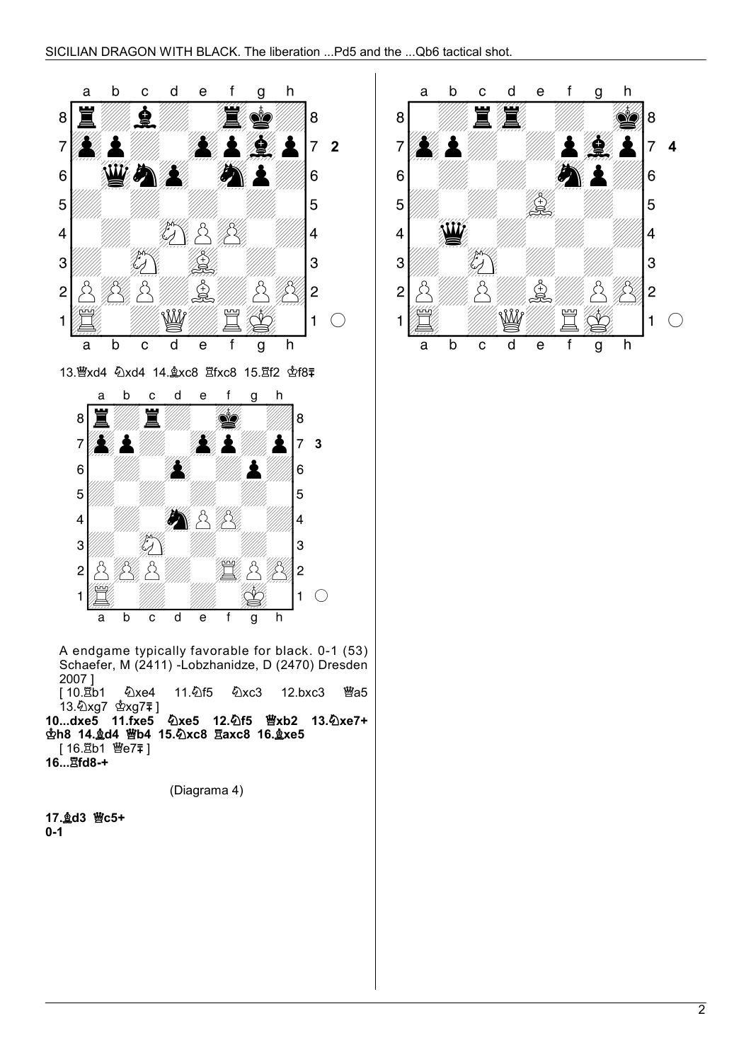13.♕xd4 ♘xd4 14.♗xc8 ♖fxc8 15.♖f2 ♔f8∓

A endgame typically favorable for black. 0-1 (53) Schaefer, M (2411) -Lobzhanidze, D (2470) Dresden 2007 ]

[ 10.♖b1 ♘xe4 11.♘f5 ♘xc3 12.bxc3 ♕a5 13.♘xg7 ♔xg7∓ ]

**10...dxe5 11.fxe5 ♘xe5 12.♘f5 ♕xb2 13.♘xe7+ ♔h8 14.♗d4 ♕b4 15.♘xc8 ♖axc8 16.♗xe5**

[ 16.♖b1 ♕e7∓ ]

**16...♖fd8-+**

(Diagrama 4)

**17.♗d3 ♕c5+**

**0-1**